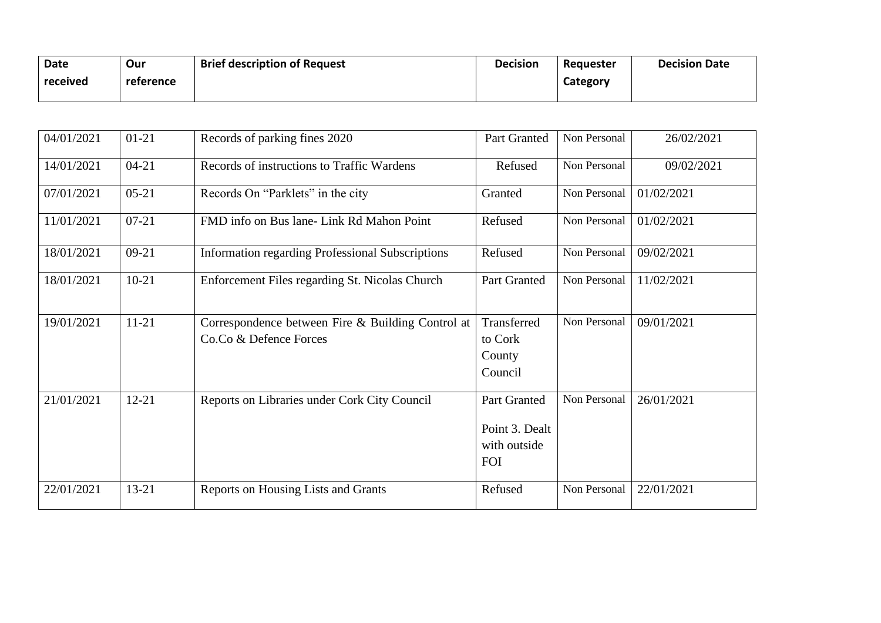| Date received | Our reference | Brief description of Request | Decision | Requester Category | Decision Date |
|---|---|---|---|---|---|
| 04/01/2021 | 01-21 | Records of parking fines 2020 | Part Granted | Non Personal | 26/02/2021 |
| 14/01/2021 | 04-21 | Records of instructions to Traffic Wardens | Refused | Non Personal | 09/02/2021 |
| 07/01/2021 | 05-21 | Records On "Parklets" in the city | Granted | Non Personal | 01/02/2021 |
| 11/01/2021 | 07-21 | FMD info on Bus lane- Link Rd Mahon Point | Refused | Non Personal | 01/02/2021 |
| 18/01/2021 | 09-21 | Information regarding Professional Subscriptions | Refused | Non Personal | 09/02/2021 |
| 18/01/2021 | 10-21 | Enforcement Files regarding St. Nicolas Church | Part Granted | Non Personal | 11/02/2021 |
| 19/01/2021 | 11-21 | Correspondence between Fire & Building Control at Co.Co & Defence Forces | Transferred to Cork County Council | Non Personal | 09/01/2021 |
| 21/01/2021 | 12-21 | Reports on Libraries under Cork City Council | Part Granted Point 3. Dealt with outside FOI | Non Personal | 26/01/2021 |
| 22/01/2021 | 13-21 | Reports on Housing Lists and Grants | Refused | Non Personal | 22/01/2021 |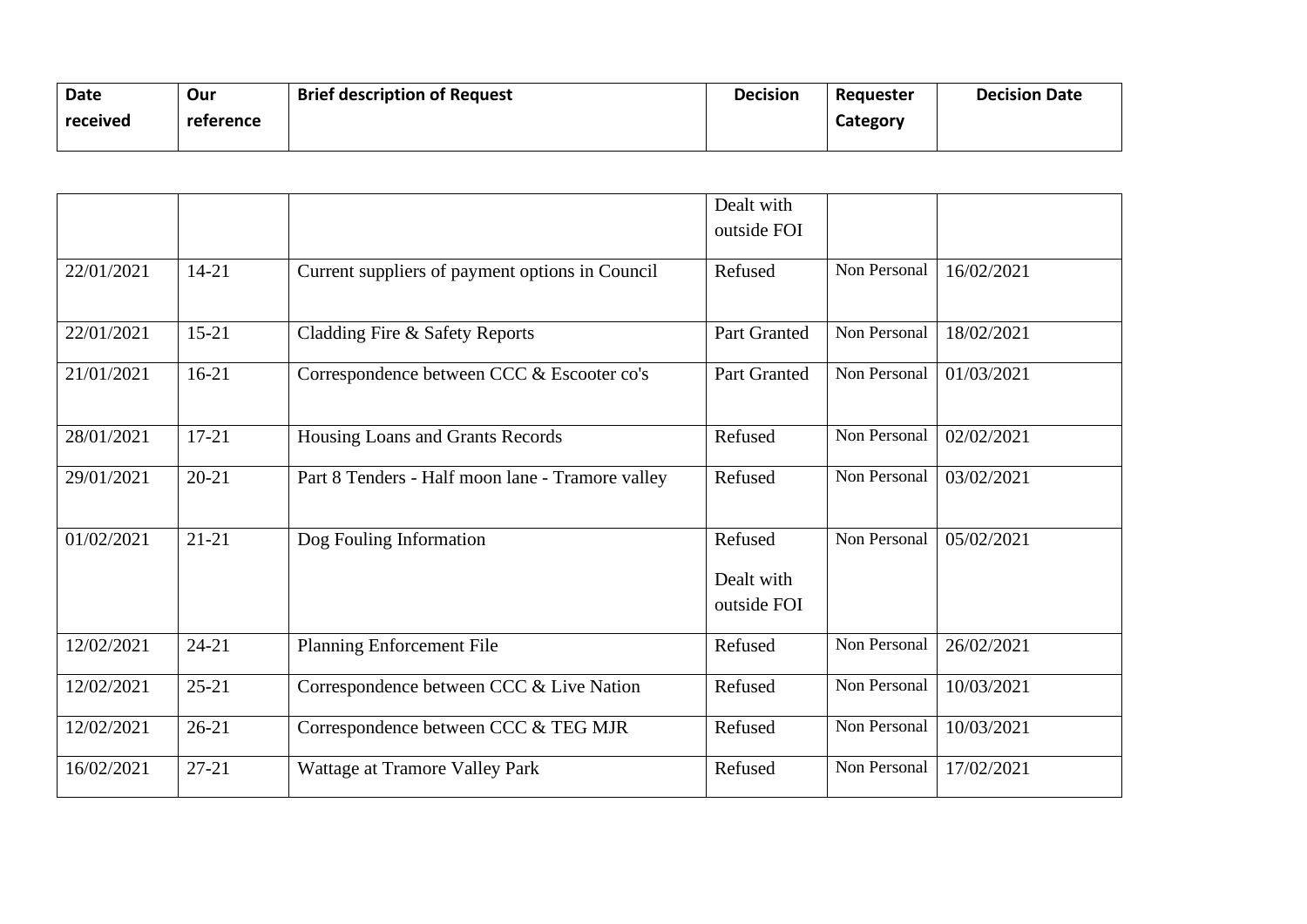| Date received | Our reference | Brief description of Request | Decision | Requester Category | Decision Date |
|---|---|---|---|---|---|
| | | | Dealt with outside FOI | | |
| 22/01/2021 | 14-21 | Current suppliers of payment options in Council | Refused | Non Personal | 16/02/2021 |
| 22/01/2021 | 15-21 | Cladding Fire & Safety Reports | Part Granted | Non Personal | 18/02/2021 |
| 21/01/2021 | 16-21 | Correspondence between CCC & Escooter co's | Part Granted | Non Personal | 01/03/2021 |
| 28/01/2021 | 17-21 | Housing Loans and Grants Records | Refused | Non Personal | 02/02/2021 |
| 29/01/2021 | 20-21 | Part 8 Tenders - Half moon lane - Tramore valley | Refused | Non Personal | 03/02/2021 |
| 01/02/2021 | 21-21 | Dog Fouling Information | Refused<br>Dealt with outside FOI | Non Personal | 05/02/2021 |
| 12/02/2021 | 24-21 | Planning Enforcement File | Refused | Non Personal | 26/02/2021 |
| 12/02/2021 | 25-21 | Correspondence between CCC & Live Nation | Refused | Non Personal | 10/03/2021 |
| 12/02/2021 | 26-21 | Correspondence between CCC & TEG MJR | Refused | Non Personal | 10/03/2021 |
| 16/02/2021 | 27-21 | Wattage at Tramore Valley Park | Refused | Non Personal | 17/02/2021 |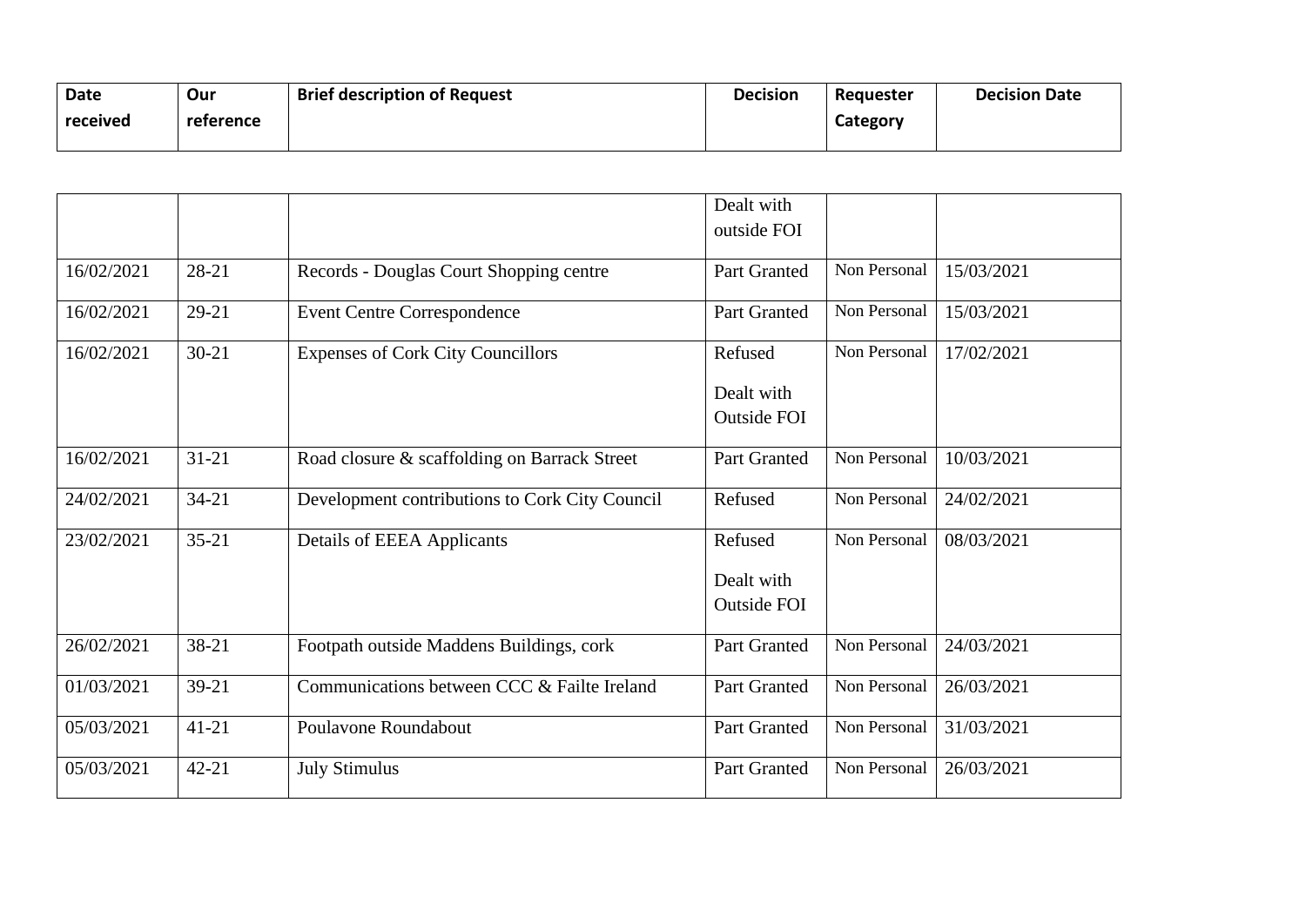| Date received | Our reference | Brief description of Request | Decision | Requester Category | Decision Date |
|---|---|---|---|---|---|
| | | | Dealt with outside FOI | | |
| 16/02/2021 | 28-21 | Records - Douglas Court Shopping centre | Part Granted | Non Personal | 15/03/2021 |
| 16/02/2021 | 29-21 | Event Centre Correspondence | Part Granted | Non Personal | 15/03/2021 |
| 16/02/2021 | 30-21 | Expenses of Cork City Councillors | Refused<br><br>Dealt with Outside FOI | Non Personal | 17/02/2021 |
| 16/02/2021 | 31-21 | Road closure & scaffolding on Barrack Street | Part Granted | Non Personal | 10/03/2021 |
| 24/02/2021 | 34-21 | Development contributions to Cork City Council | Refused | Non Personal | 24/02/2021 |
| 23/02/2021 | 35-21 | Details of EEEA Applicants | Refused<br><br>Dealt with Outside FOI | Non Personal | 08/03/2021 |
| 26/02/2021 | 38-21 | Footpath outside Maddens Buildings, cork | Part Granted | Non Personal | 24/03/2021 |
| 01/03/2021 | 39-21 | Communications between CCC & Failte Ireland | Part Granted | Non Personal | 26/03/2021 |
| 05/03/2021 | 41-21 | Poulavone Roundabout | Part Granted | Non Personal | 31/03/2021 |
| 05/03/2021 | 42-21 | July Stimulus | Part Granted | Non Personal | 26/03/2021 |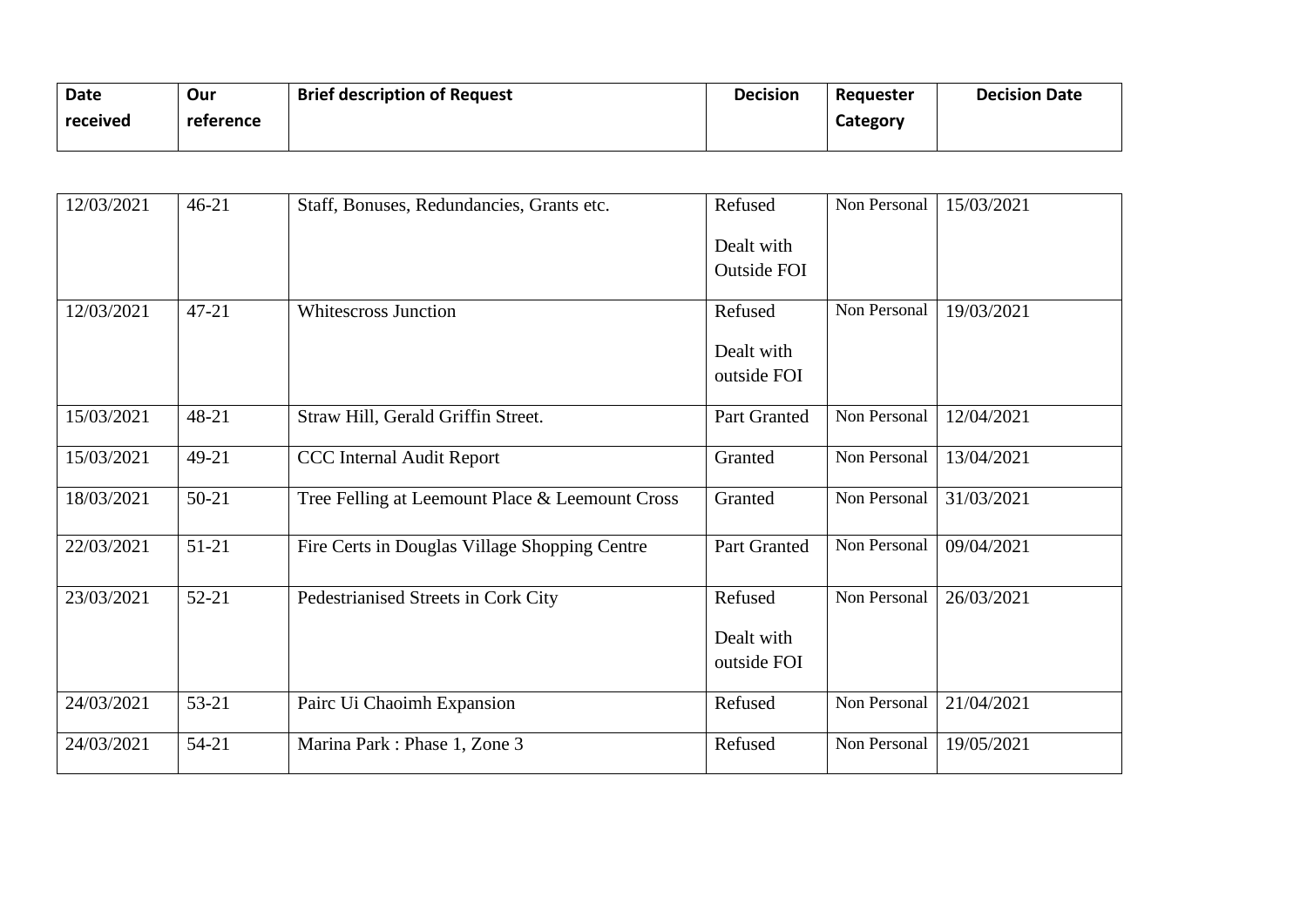| Date received | Our reference | Brief description of Request | Decision | Requester Category | Decision Date |
|---|---|---|---|---|---|
| 12/03/2021 | 46-21 | Staff, Bonuses, Redundancies, Grants etc. | Refused<br><br>Dealt with Outside FOI | Non Personal | 15/03/2021 |
| 12/03/2021 | 47-21 | Whitescross Junction | Refused<br><br>Dealt with outside FOI | Non Personal | 19/03/2021 |
| 15/03/2021 | 48-21 | Straw Hill, Gerald Griffin Street. | Part Granted | Non Personal | 12/04/2021 |
| 15/03/2021 | 49-21 | CCC Internal Audit Report | Granted | Non Personal | 13/04/2021 |
| 18/03/2021 | 50-21 | Tree Felling at Leemount Place & Leemount Cross | Granted | Non Personal | 31/03/2021 |
| 22/03/2021 | 51-21 | Fire Certs in Douglas Village Shopping Centre | Part Granted | Non Personal | 09/04/2021 |
| 23/03/2021 | 52-21 | Pedestrianised Streets in Cork City | Refused<br><br>Dealt with outside FOI | Non Personal | 26/03/2021 |
| 24/03/2021 | 53-21 | Pairc Ui Chaoimh Expansion | Refused | Non Personal | 21/04/2021 |
| 24/03/2021 | 54-21 | Marina Park : Phase 1, Zone 3 | Refused | Non Personal | 19/05/2021 |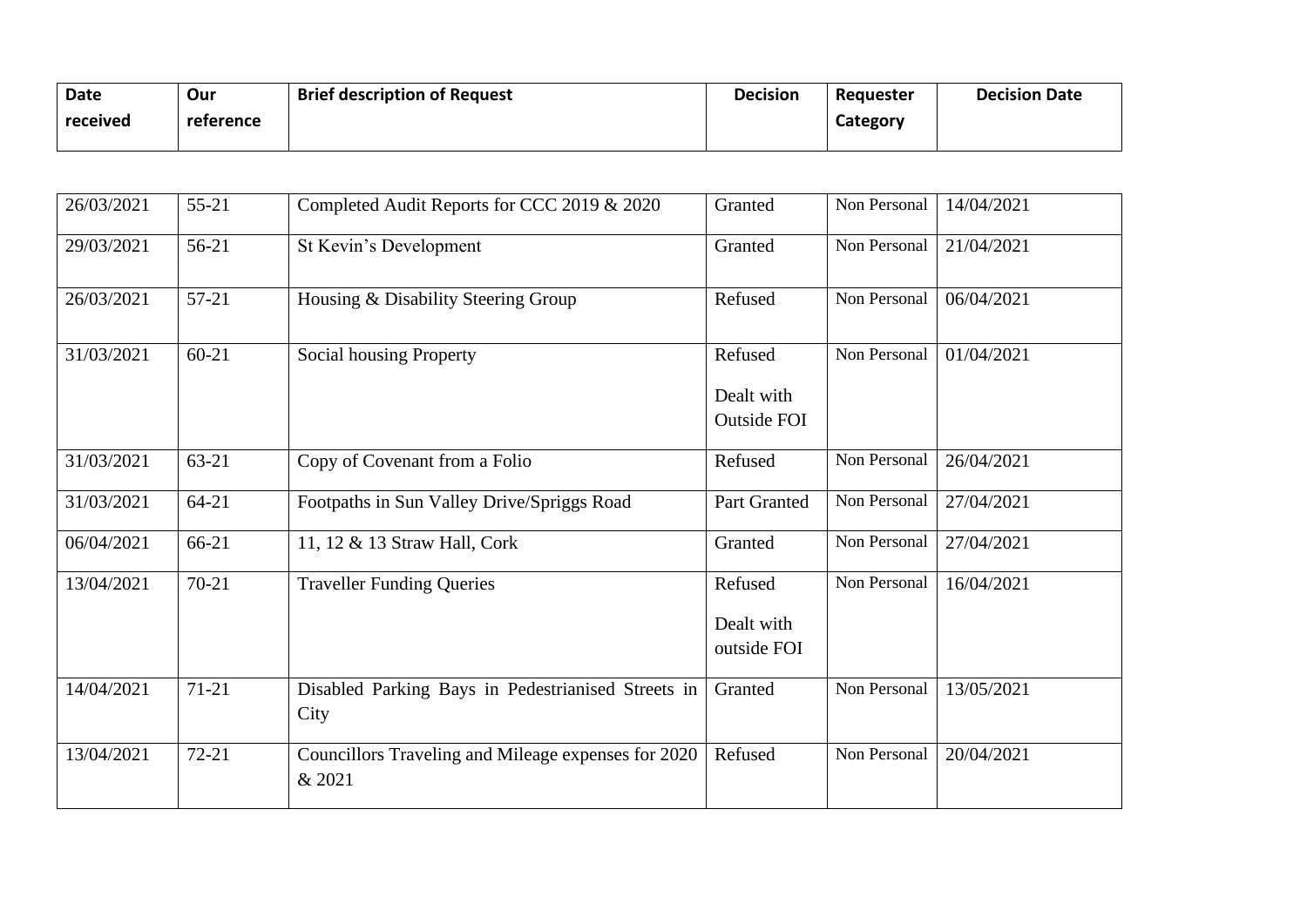| Date received | Our reference | Brief description of Request | Decision | Requester Category | Decision Date |
|---|---|---|---|---|---|
| 26/03/2021 | 55-21 | Completed Audit Reports for CCC 2019 & 2020 | Granted | Non Personal | 14/04/2021 |
| 29/03/2021 | 56-21 | St Kevin's Development | Granted | Non Personal | 21/04/2021 |
| 26/03/2021 | 57-21 | Housing & Disability Steering Group | Refused | Non Personal | 06/04/2021 |
| 31/03/2021 | 60-21 | Social housing Property | Refused<br><br>Dealt with Outside FOI | Non Personal | 01/04/2021 |
| 31/03/2021 | 63-21 | Copy of Covenant from a Folio | Refused | Non Personal | 26/04/2021 |
| 31/03/2021 | 64-21 | Footpaths in Sun Valley Drive/Spriggs Road | Part Granted | Non Personal | 27/04/2021 |
| 06/04/2021 | 66-21 | 11, 12 & 13 Straw Hall, Cork | Granted | Non Personal | 27/04/2021 |
| 13/04/2021 | 70-21 | Traveller Funding Queries | Refused<br><br>Dealt with outside FOI | Non Personal | 16/04/2021 |
| 14/04/2021 | 71-21 | Disabled Parking Bays in Pedestrianised Streets in City | Granted | Non Personal | 13/05/2021 |
| 13/04/2021 | 72-21 | Councillors Traveling and Mileage expenses for 2020 & 2021 | Refused | Non Personal | 20/04/2021 |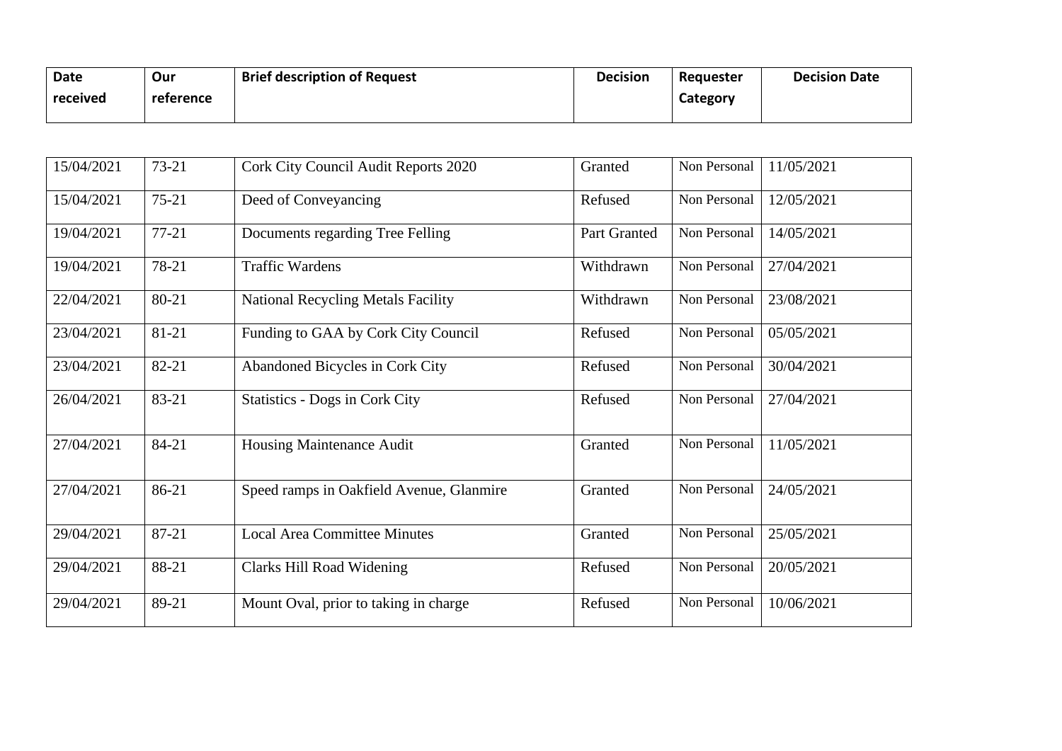| Date received | Our reference | Brief description of Request | Decision | Requester Category | Decision Date |
|---|---|---|---|---|---|
| 15/04/2021 | 73-21 | Cork City Council Audit Reports 2020 | Granted | Non Personal | 11/05/2021 |
| 15/04/2021 | 75-21 | Deed of Conveyancing | Refused | Non Personal | 12/05/2021 |
| 19/04/2021 | 77-21 | Documents regarding Tree Felling | Part Granted | Non Personal | 14/05/2021 |
| 19/04/2021 | 78-21 | Traffic Wardens | Withdrawn | Non Personal | 27/04/2021 |
| 22/04/2021 | 80-21 | National Recycling Metals Facility | Withdrawn | Non Personal | 23/08/2021 |
| 23/04/2021 | 81-21 | Funding to GAA by Cork City Council | Refused | Non Personal | 05/05/2021 |
| 23/04/2021 | 82-21 | Abandoned Bicycles in Cork City | Refused | Non Personal | 30/04/2021 |
| 26/04/2021 | 83-21 | Statistics - Dogs in Cork City | Refused | Non Personal | 27/04/2021 |
| 27/04/2021 | 84-21 | Housing Maintenance Audit | Granted | Non Personal | 11/05/2021 |
| 27/04/2021 | 86-21 | Speed ramps in Oakfield Avenue, Glanmire | Granted | Non Personal | 24/05/2021 |
| 29/04/2021 | 87-21 | Local Area Committee Minutes | Granted | Non Personal | 25/05/2021 |
| 29/04/2021 | 88-21 | Clarks Hill Road Widening | Refused | Non Personal | 20/05/2021 |
| 29/04/2021 | 89-21 | Mount Oval, prior to taking in charge | Refused | Non Personal | 10/06/2021 |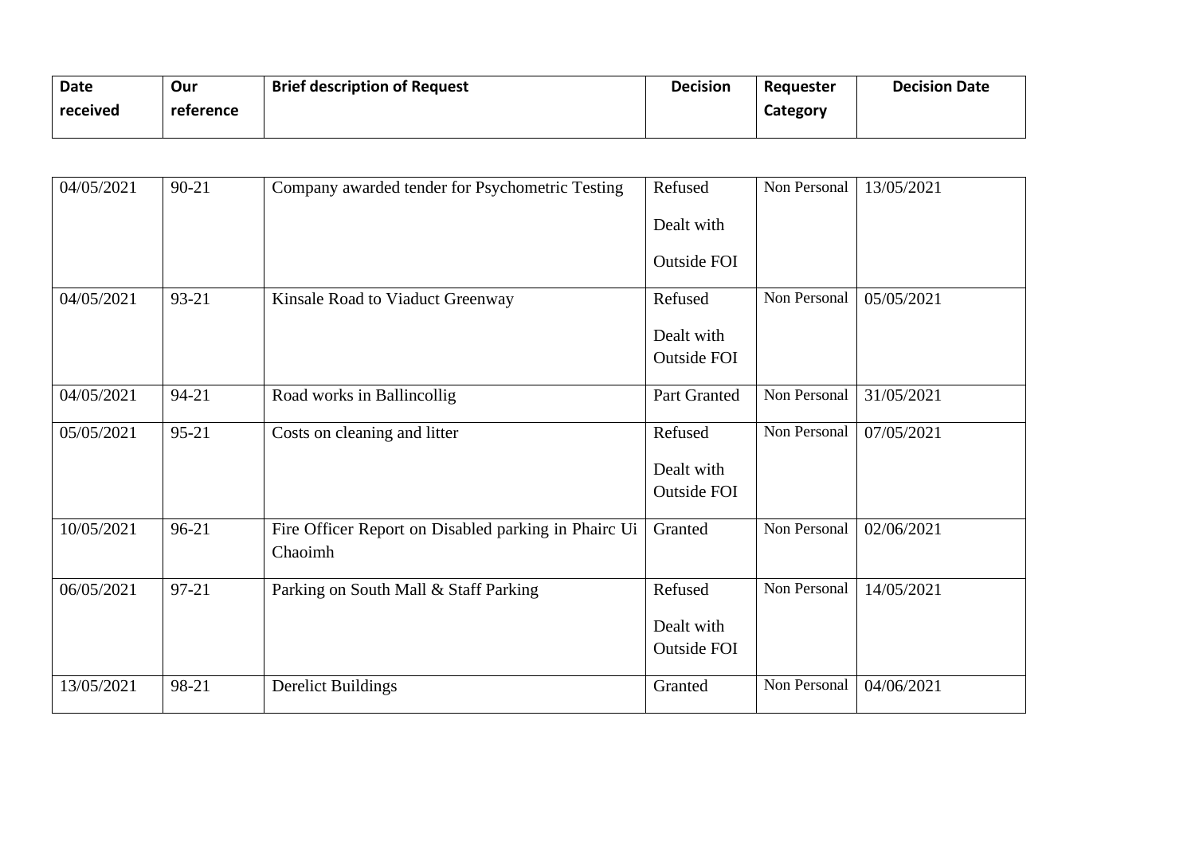| Date received | Our reference | Brief description of Request | Decision | Requester Category | Decision Date |
|---|---|---|---|---|---|
| 04/05/2021 | 90-21 | Company awarded tender for Psychometric Testing | Refused Dealt with Outside FOI | Non Personal | 13/05/2021 |
| 04/05/2021 | 93-21 | Kinsale Road to Viaduct Greenway | Refused Dealt with Outside FOI | Non Personal | 05/05/2021 |
| 04/05/2021 | 94-21 | Road works in Ballincollig | Part Granted | Non Personal | 31/05/2021 |
| 05/05/2021 | 95-21 | Costs on cleaning and litter | Refused Dealt with Outside FOI | Non Personal | 07/05/2021 |
| 10/05/2021 | 96-21 | Fire Officer Report on Disabled parking in Phairc Ui Chaoimh | Granted | Non Personal | 02/06/2021 |
| 06/05/2021 | 97-21 | Parking on South Mall & Staff Parking | Refused Dealt with Outside FOI | Non Personal | 14/05/2021 |
| 13/05/2021 | 98-21 | Derelict Buildings | Granted | Non Personal | 04/06/2021 |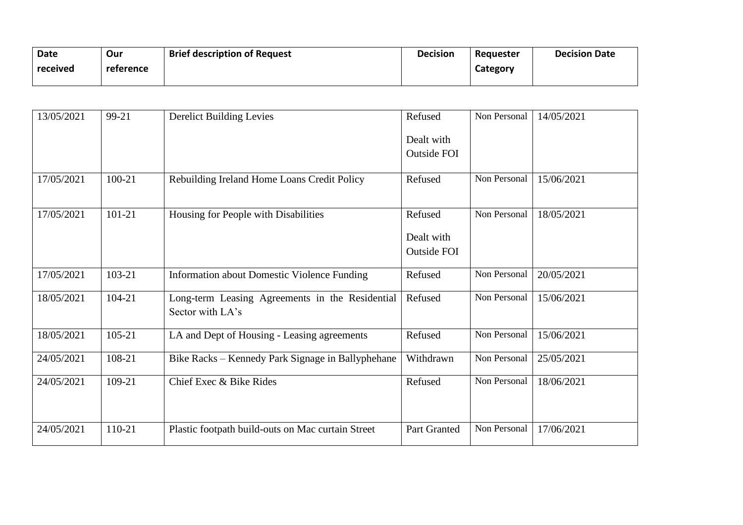| Date received | Our reference | Brief description of Request | Decision | Requester Category | Decision Date |
|---|---|---|---|---|---|
| 13/05/2021 | 99-21 | Derelict Building Levies | Refused<br><br>Dealt with Outside FOI | Non Personal | 14/05/2021 |
| 17/05/2021 | 100-21 | Rebuilding Ireland Home Loans Credit Policy | Refused | Non Personal | 15/06/2021 |
| 17/05/2021 | 101-21 | Housing for People with Disabilities | Refused<br><br>Dealt with Outside FOI | Non Personal | 18/05/2021 |
| 17/05/2021 | 103-21 | Information about Domestic Violence Funding | Refused | Non Personal | 20/05/2021 |
| 18/05/2021 | 104-21 | Long-term Leasing Agreements in the Residential Sector with LA's | Refused | Non Personal | 15/06/2021 |
| 18/05/2021 | 105-21 | LA and Dept of Housing - Leasing agreements | Refused | Non Personal | 15/06/2021 |
| 24/05/2021 | 108-21 | Bike Racks – Kennedy Park Signage in Ballyphehane | Withdrawn | Non Personal | 25/05/2021 |
| 24/05/2021 | 109-21 | Chief Exec & Bike Rides | Refused | Non Personal | 18/06/2021 |
| 24/05/2021 | 110-21 | Plastic footpath build-outs on Mac curtain Street | Part Granted | Non Personal | 17/06/2021 |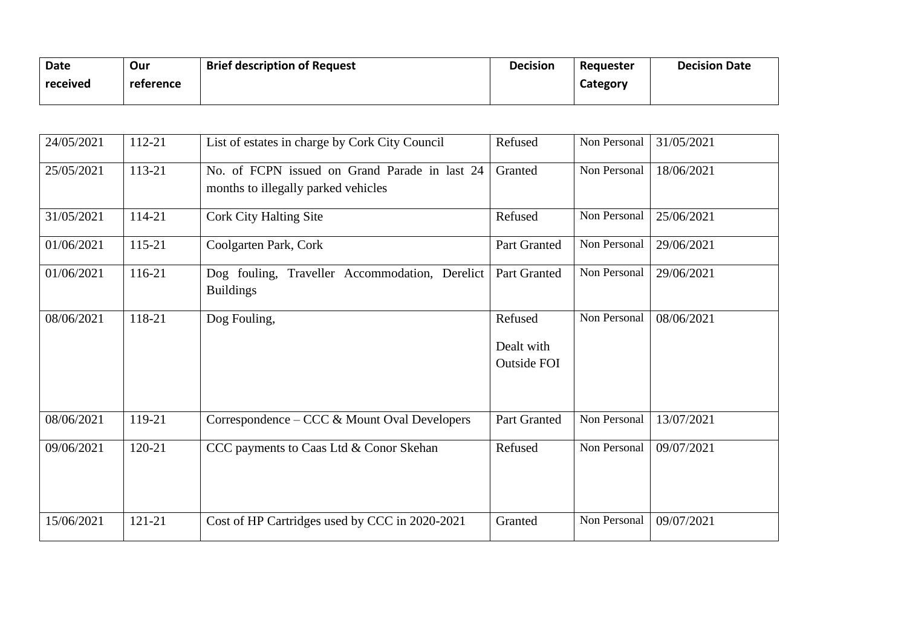| Date received | Our reference | Brief description of Request | Decision | Requester Category | Decision Date |
|---|---|---|---|---|---|
| 24/05/2021 | 112-21 | List of estates in charge by Cork City Council | Refused | Non Personal | 31/05/2021 |
| 25/05/2021 | 113-21 | No. of FCPN issued on Grand Parade in last 24 months to illegally parked vehicles | Granted | Non Personal | 18/06/2021 |
| 31/05/2021 | 114-21 | Cork City Halting Site | Refused | Non Personal | 25/06/2021 |
| 01/06/2021 | 115-21 | Coolgarten Park, Cork | Part Granted | Non Personal | 29/06/2021 |
| 01/06/2021 | 116-21 | Dog fouling, Traveller Accommodation, Derelict Buildings | Part Granted | Non Personal | 29/06/2021 |
| 08/06/2021 | 118-21 | Dog Fouling, | Refused Dealt with Outside FOI | Non Personal | 08/06/2021 |
| 08/06/2021 | 119-21 | Correspondence – CCC & Mount Oval Developers | Part Granted | Non Personal | 13/07/2021 |
| 09/06/2021 | 120-21 | CCC payments to Caas Ltd & Conor Skehan | Refused | Non Personal | 09/07/2021 |
| 15/06/2021 | 121-21 | Cost of HP Cartridges used by CCC in 2020-2021 | Granted | Non Personal | 09/07/2021 |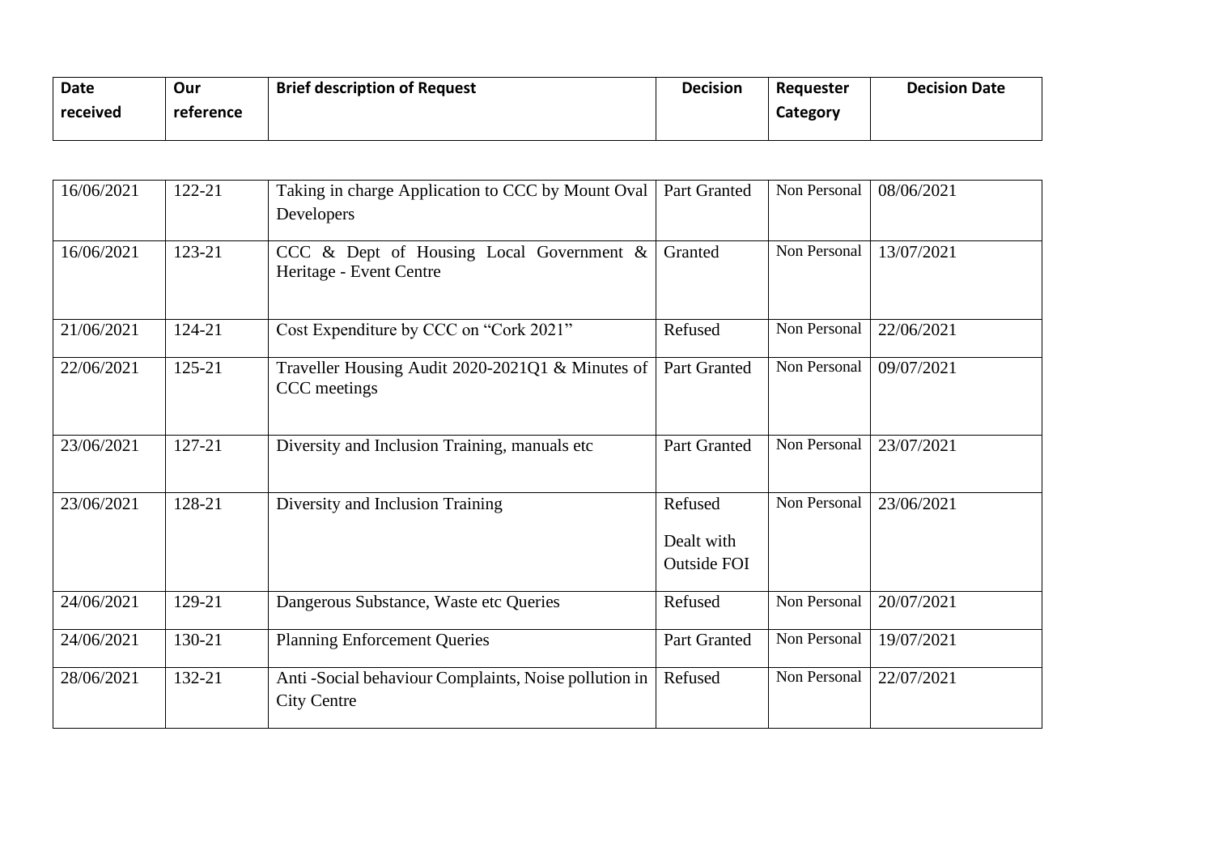| Date received | Our reference | Brief description of Request | Decision | Requester Category | Decision Date |
|---|---|---|---|---|---|
| 16/06/2021 | 122-21 | Taking in charge Application to CCC by Mount Oval Developers | Part Granted | Non Personal | 08/06/2021 |
| 16/06/2021 | 123-21 | CCC & Dept of Housing Local Government & Heritage - Event Centre | Granted | Non Personal | 13/07/2021 |
| 21/06/2021 | 124-21 | Cost Expenditure by CCC on "Cork 2021" | Refused | Non Personal | 22/06/2021 |
| 22/06/2021 | 125-21 | Traveller Housing Audit 2020-2021Q1 & Minutes of CCC meetings | Part Granted | Non Personal | 09/07/2021 |
| 23/06/2021 | 127-21 | Diversity and Inclusion Training, manuals etc | Part Granted | Non Personal | 23/07/2021 |
| 23/06/2021 | 128-21 | Diversity and Inclusion Training | Refused Dealt with Outside FOI | Non Personal | 23/06/2021 |
| 24/06/2021 | 129-21 | Dangerous Substance, Waste etc Queries | Refused | Non Personal | 20/07/2021 |
| 24/06/2021 | 130-21 | Planning Enforcement Queries | Part Granted | Non Personal | 19/07/2021 |
| 28/06/2021 | 132-21 | Anti -Social behaviour Complaints, Noise pollution in City Centre | Refused | Non Personal | 22/07/2021 |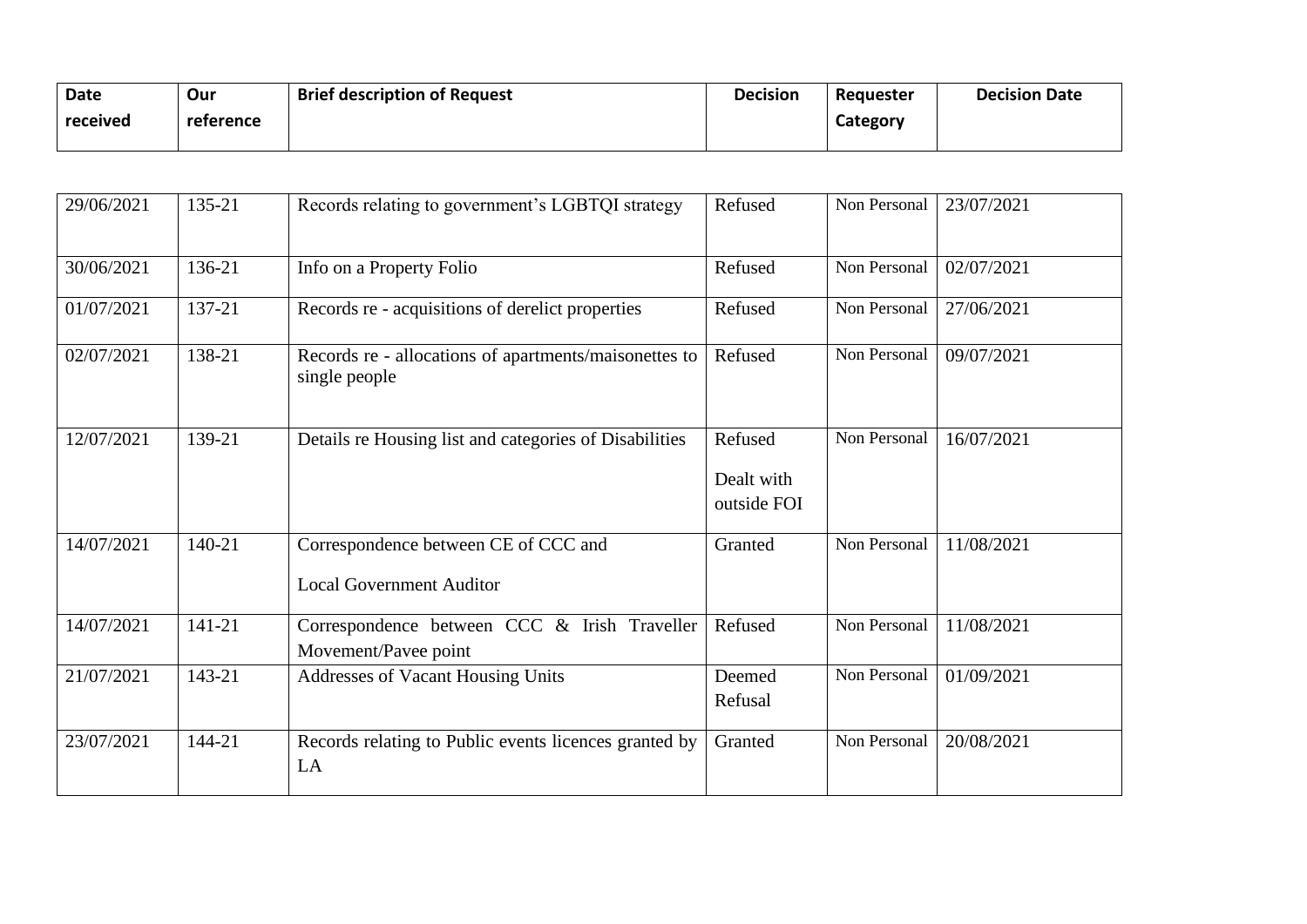| Date received | Our reference | Brief description of Request | Decision | Requester Category | Decision Date |
|---|---|---|---|---|---|
| 29/06/2021 | 135-21 | Records relating to government's LGBTQI strategy | Refused | Non Personal | 23/07/2021 |
| 30/06/2021 | 136-21 | Info on a Property Folio | Refused | Non Personal | 02/07/2021 |
| 01/07/2021 | 137-21 | Records re - acquisitions of derelict properties | Refused | Non Personal | 27/06/2021 |
| 02/07/2021 | 138-21 | Records re - allocations of apartments/maisonettes to single people | Refused | Non Personal | 09/07/2021 |
| 12/07/2021 | 139-21 | Details re Housing list and categories of Disabilities | Refused<br><br>Dealt with outside FOI | Non Personal | 16/07/2021 |
| 14/07/2021 | 140-21 | Correspondence between CE of CCC and<br><br>Local Government Auditor | Granted | Non Personal | 11/08/2021 |
| 14/07/2021 | 141-21 | Correspondence between CCC & Irish Traveller Movement/Pavee point | Refused | Non Personal | 11/08/2021 |
| 21/07/2021 | 143-21 | Addresses of Vacant Housing Units | Deemed Refusal | Non Personal | 01/09/2021 |
| 23/07/2021 | 144-21 | Records relating to Public events licences granted by LA | Granted | Non Personal | 20/08/2021 |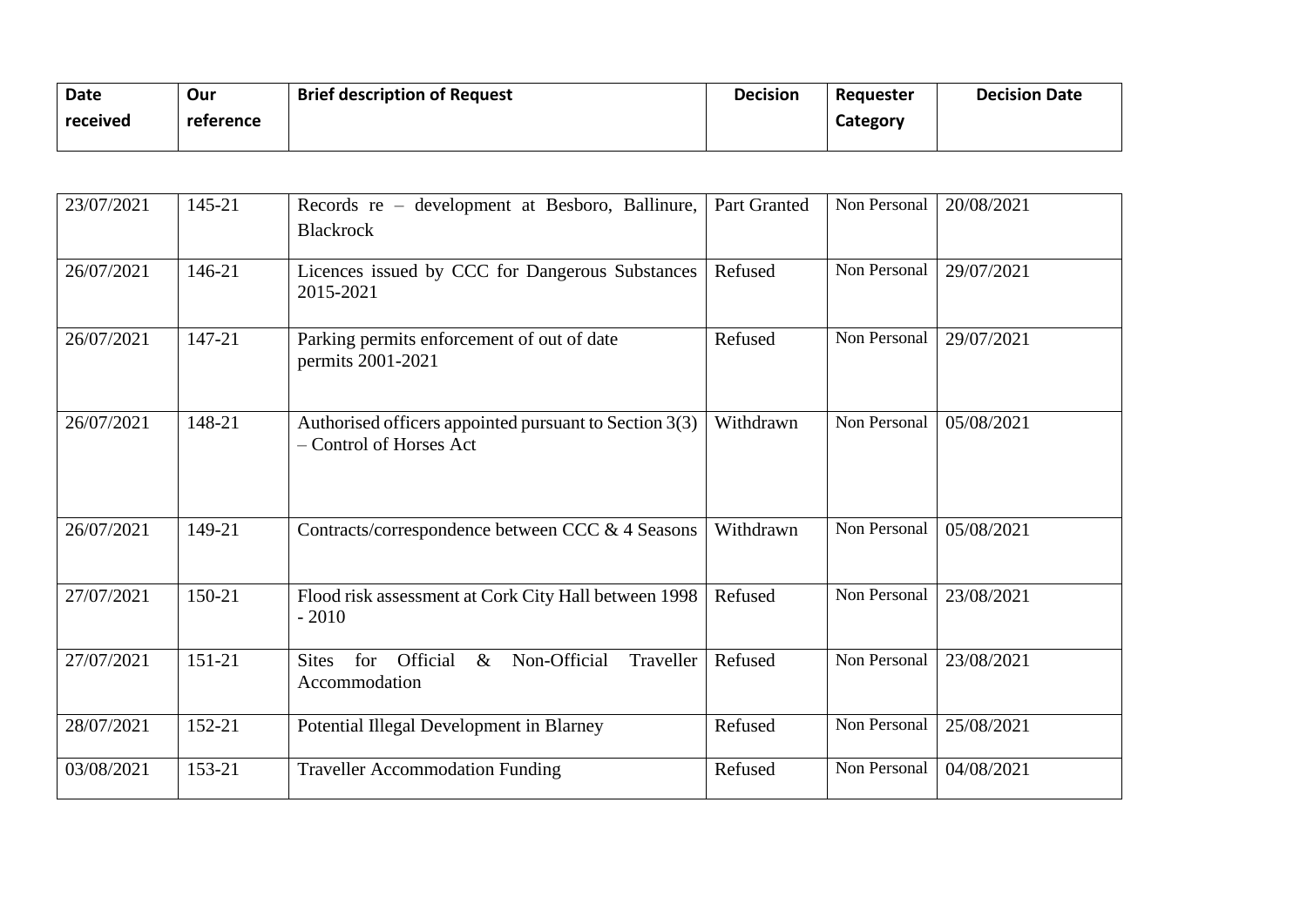| Date received | Our reference | Brief description of Request | Decision | Requester Category | Decision Date |
|---|---|---|---|---|---|
| 23/07/2021 | 145-21 | Records re – development at Besboro, Ballinure, Blackrock | Part Granted | Non Personal | 20/08/2021 |
| 26/07/2021 | 146-21 | Licences issued by CCC for Dangerous Substances 2015-2021 | Refused | Non Personal | 29/07/2021 |
| 26/07/2021 | 147-21 | Parking permits enforcement of out of date permits 2001-2021 | Refused | Non Personal | 29/07/2021 |
| 26/07/2021 | 148-21 | Authorised officers appointed pursuant to Section 3(3) – Control of Horses Act | Withdrawn | Non Personal | 05/08/2021 |
| 26/07/2021 | 149-21 | Contracts/correspondence between CCC & 4 Seasons | Withdrawn | Non Personal | 05/08/2021 |
| 27/07/2021 | 150-21 | Flood risk assessment at Cork City Hall between 1998 - 2010 | Refused | Non Personal | 23/08/2021 |
| 27/07/2021 | 151-21 | Sites for Official & Non-Official Traveller Accommodation | Refused | Non Personal | 23/08/2021 |
| 28/07/2021 | 152-21 | Potential Illegal Development in Blarney | Refused | Non Personal | 25/08/2021 |
| 03/08/2021 | 153-21 | Traveller Accommodation Funding | Refused | Non Personal | 04/08/2021 |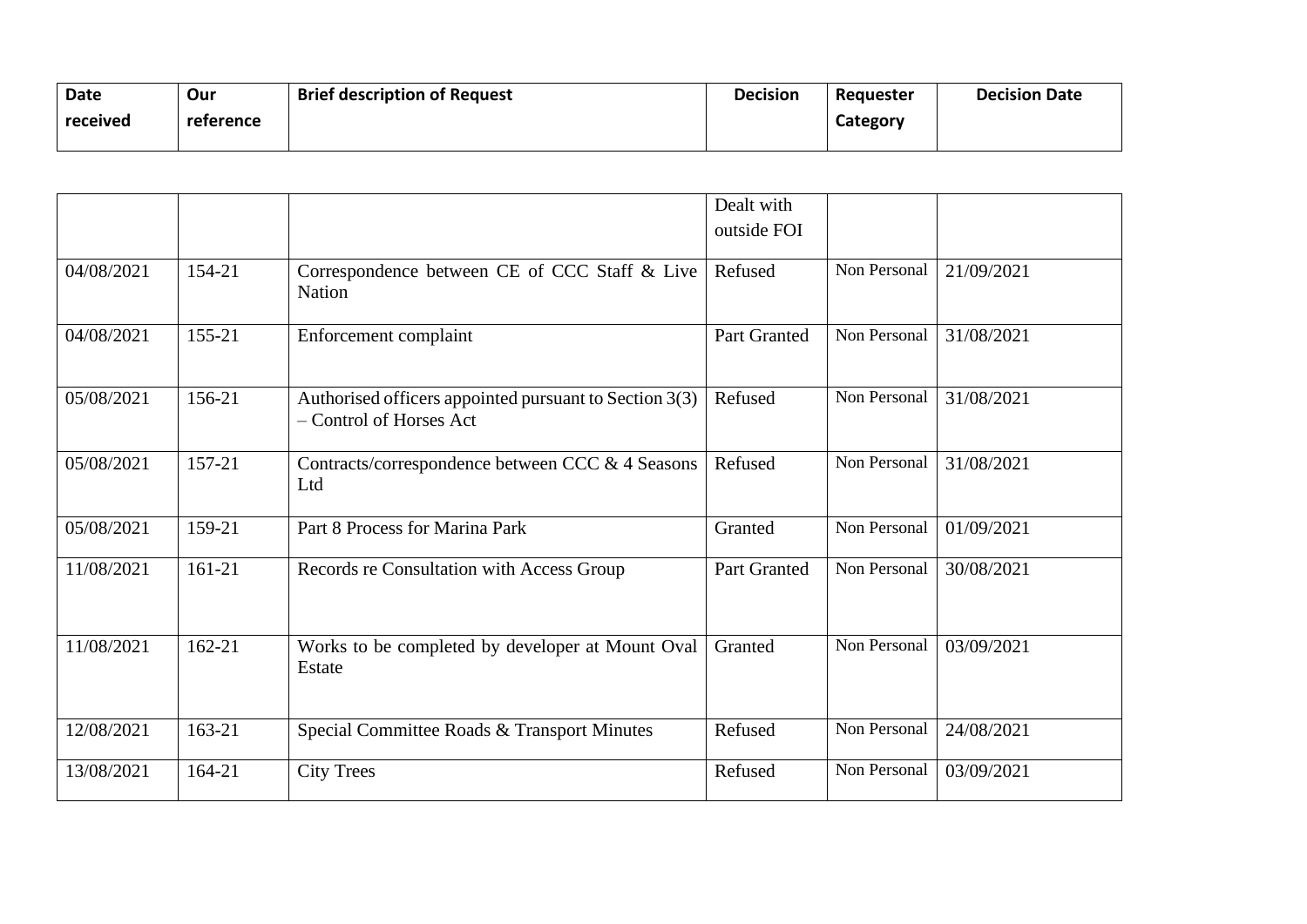| Date received | Our reference | Brief description of Request | Decision | Requester Category | Decision Date |
|---|---|---|---|---|---|
| | | | Dealt with outside FOI | | |
| 04/08/2021 | 154-21 | Correspondence between CE of CCC Staff & Live Nation | Refused | Non Personal | 21/09/2021 |
| 04/08/2021 | 155-21 | Enforcement complaint | Part Granted | Non Personal | 31/08/2021 |
| 05/08/2021 | 156-21 | Authorised officers appointed pursuant to Section 3(3) – Control of Horses Act | Refused | Non Personal | 31/08/2021 |
| 05/08/2021 | 157-21 | Contracts/correspondence between CCC & 4 Seasons Ltd | Refused | Non Personal | 31/08/2021 |
| 05/08/2021 | 159-21 | Part 8 Process for Marina Park | Granted | Non Personal | 01/09/2021 |
| 11/08/2021 | 161-21 | Records re Consultation with Access Group | Part Granted | Non Personal | 30/08/2021 |
| 11/08/2021 | 162-21 | Works to be completed by developer at Mount Oval Estate | Granted | Non Personal | 03/09/2021 |
| 12/08/2021 | 163-21 | Special Committee Roads & Transport Minutes | Refused | Non Personal | 24/08/2021 |
| 13/08/2021 | 164-21 | City Trees | Refused | Non Personal | 03/09/2021 |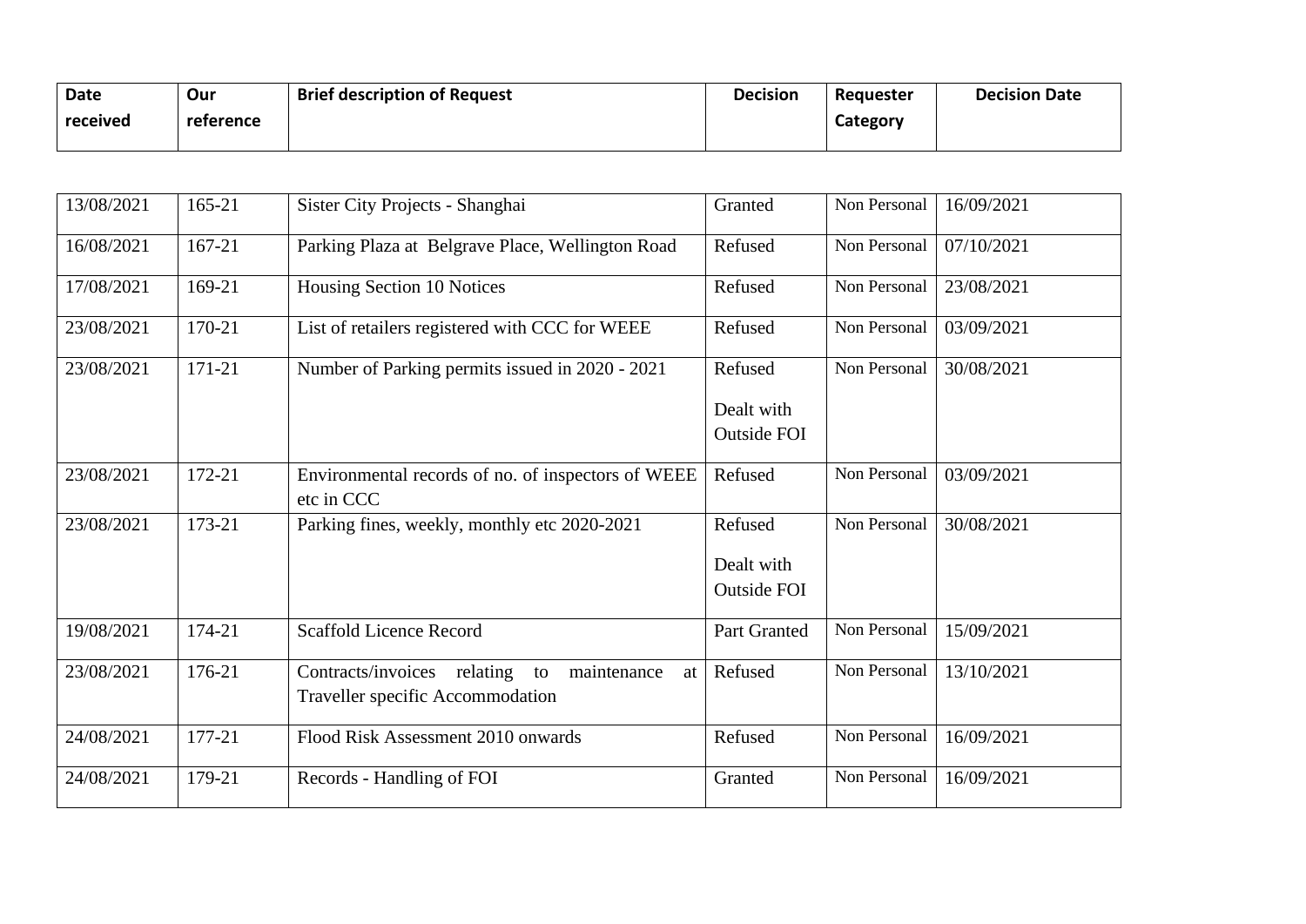| Date received | Our reference | Brief description of Request | Decision | Requester Category | Decision Date |
|---|---|---|---|---|---|
| 13/08/2021 | 165-21 | Sister City Projects - Shanghai | Granted | Non Personal | 16/09/2021 |
| 16/08/2021 | 167-21 | Parking Plaza at Belgrave Place, Wellington Road | Refused | Non Personal | 07/10/2021 |
| 17/08/2021 | 169-21 | Housing Section 10 Notices | Refused | Non Personal | 23/08/2021 |
| 23/08/2021 | 170-21 | List of retailers registered with CCC for WEEE | Refused | Non Personal | 03/09/2021 |
| 23/08/2021 | 171-21 | Number of Parking permits issued in 2020 - 2021 | Refused<br><br>Dealt with Outside FOI | Non Personal | 30/08/2021 |
| 23/08/2021 | 172-21 | Environmental records of no. of inspectors of WEEE etc in CCC | Refused | Non Personal | 03/09/2021 |
| 23/08/2021 | 173-21 | Parking fines, weekly, monthly etc 2020-2021 | Refused<br><br>Dealt with Outside FOI | Non Personal | 30/08/2021 |
| 19/08/2021 | 174-21 | Scaffold Licence Record | Part Granted | Non Personal | 15/09/2021 |
| 23/08/2021 | 176-21 | Contracts/invoices relating to maintenance at Traveller specific Accommodation | Refused | Non Personal | 13/10/2021 |
| 24/08/2021 | 177-21 | Flood Risk Assessment 2010 onwards | Refused | Non Personal | 16/09/2021 |
| 24/08/2021 | 179-21 | Records - Handling of FOI | Granted | Non Personal | 16/09/2021 |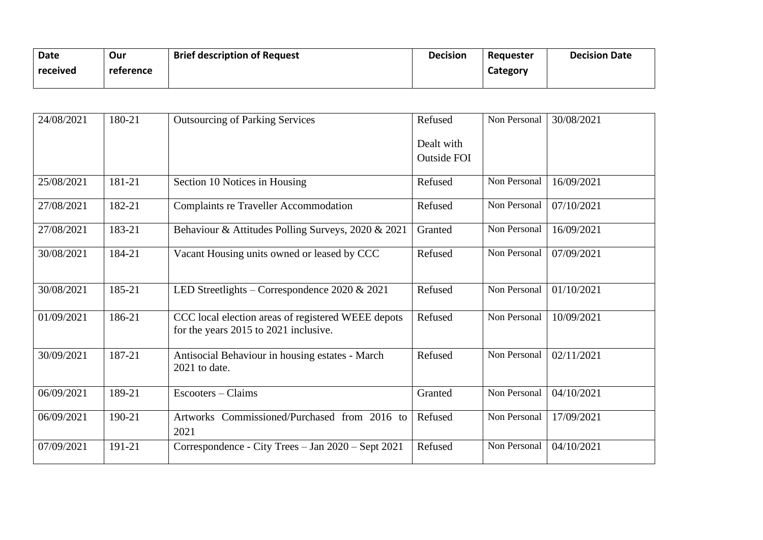| Date received | Our reference | Brief description of Request | Decision | Requester Category | Decision Date |
|---|---|---|---|---|---|
| 24/08/2021 | 180-21 | Outsourcing of Parking Services | Refused<br><br>Dealt with Outside FOI | Non Personal | 30/08/2021 |
| 25/08/2021 | 181-21 | Section 10 Notices in Housing | Refused | Non Personal | 16/09/2021 |
| 27/08/2021 | 182-21 | Complaints re Traveller Accommodation | Refused | Non Personal | 07/10/2021 |
| 27/08/2021 | 183-21 | Behaviour & Attitudes Polling Surveys, 2020 & 2021 | Granted | Non Personal | 16/09/2021 |
| 30/08/2021 | 184-21 | Vacant Housing units owned or leased by CCC | Refused | Non Personal | 07/09/2021 |
| 30/08/2021 | 185-21 | LED Streetlights – Correspondence 2020 & 2021 | Refused | Non Personal | 01/10/2021 |
| 01/09/2021 | 186-21 | CCC local election areas of registered WEEE depots for the years 2015 to 2021 inclusive. | Refused | Non Personal | 10/09/2021 |
| 30/09/2021 | 187-21 | Antisocial Behaviour in housing estates - March 2021 to date. | Refused | Non Personal | 02/11/2021 |
| 06/09/2021 | 189-21 | Escooters – Claims | Granted | Non Personal | 04/10/2021 |
| 06/09/2021 | 190-21 | Artworks Commissioned/Purchased from 2016 to 2021 | Refused | Non Personal | 17/09/2021 |
| 07/09/2021 | 191-21 | Correspondence - City Trees – Jan 2020 – Sept 2021 | Refused | Non Personal | 04/10/2021 |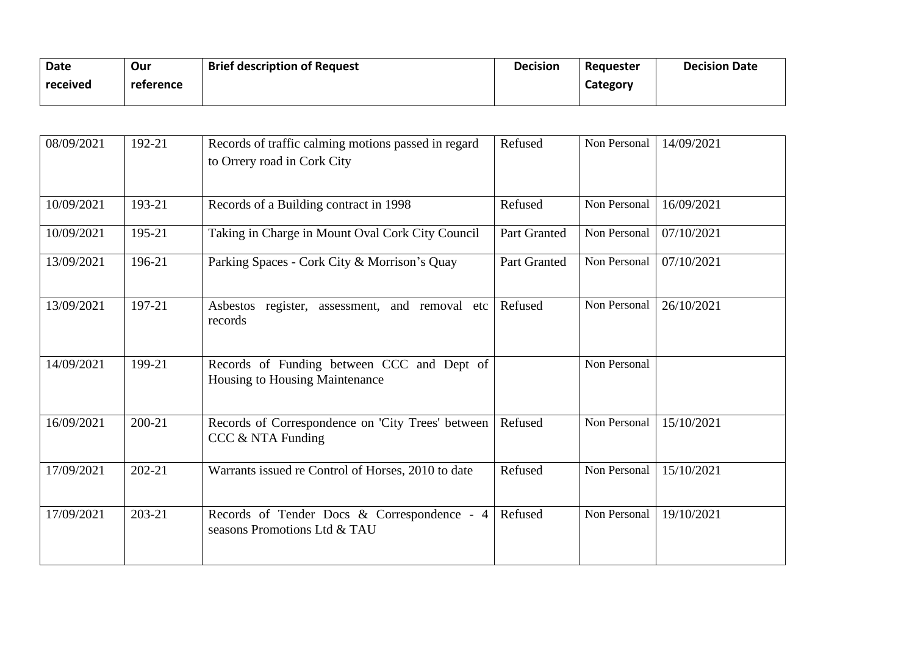| Date received | Our reference | Brief description of Request | Decision | Requester Category | Decision Date |
|---|---|---|---|---|---|
| 08/09/2021 | 192-21 | Records of traffic calming motions passed in regard to Orrery road in Cork City | Refused | Non Personal | 14/09/2021 |
| 10/09/2021 | 193-21 | Records of a Building contract in 1998 | Refused | Non Personal | 16/09/2021 |
| 10/09/2021 | 195-21 | Taking in Charge in Mount Oval Cork City Council | Part Granted | Non Personal | 07/10/2021 |
| 13/09/2021 | 196-21 | Parking Spaces - Cork City & Morrison's Quay | Part Granted | Non Personal | 07/10/2021 |
| 13/09/2021 | 197-21 | Asbestos register, assessment, and removal etc records | Refused | Non Personal | 26/10/2021 |
| 14/09/2021 | 199-21 | Records of Funding between CCC and Dept of Housing to Housing Maintenance | | Non Personal | |
| 16/09/2021 | 200-21 | Records of Correspondence on 'City Trees' between CCC & NTA Funding | Refused | Non Personal | 15/10/2021 |
| 17/09/2021 | 202-21 | Warrants issued re Control of Horses, 2010 to date | Refused | Non Personal | 15/10/2021 |
| 17/09/2021 | 203-21 | Records of Tender Docs & Correspondence - 4 seasons Promotions Ltd & TAU | Refused | Non Personal | 19/10/2021 |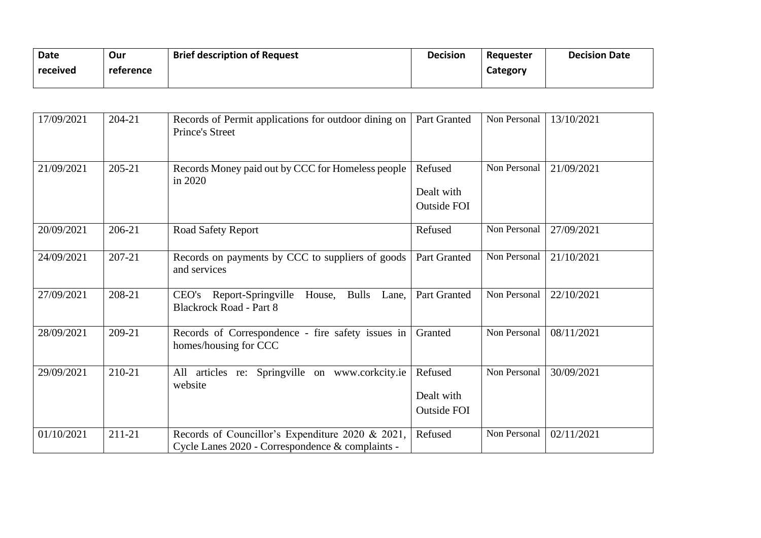| Date received | Our reference | Brief description of Request | Decision | Requester Category | Decision Date |
|---|---|---|---|---|---|
| 17/09/2021 | 204-21 | Records of Permit applications for outdoor dining on Prince's Street | Part Granted | Non Personal | 13/10/2021 |
| 21/09/2021 | 205-21 | Records Money paid out by CCC for Homeless people in 2020 | Refused Dealt with Outside FOI | Non Personal | 21/09/2021 |
| 20/09/2021 | 206-21 | Road Safety Report | Refused | Non Personal | 27/09/2021 |
| 24/09/2021 | 207-21 | Records on payments by CCC to suppliers of goods and services | Part Granted | Non Personal | 21/10/2021 |
| 27/09/2021 | 208-21 | CEO's Report-Springville House, Bulls Lane, Blackrock Road - Part 8 | Part Granted | Non Personal | 22/10/2021 |
| 28/09/2021 | 209-21 | Records of Correspondence - fire safety issues in homes/housing for CCC | Granted | Non Personal | 08/11/2021 |
| 29/09/2021 | 210-21 | All articles re: Springville on www.corkcity.ie website | Refused Dealt with Outside FOI | Non Personal | 30/09/2021 |
| 01/10/2021 | 211-21 | Records of Councillor's Expenditure 2020 & 2021, Cycle Lanes 2020 - Correspondence & complaints - | Refused | Non Personal | 02/11/2021 |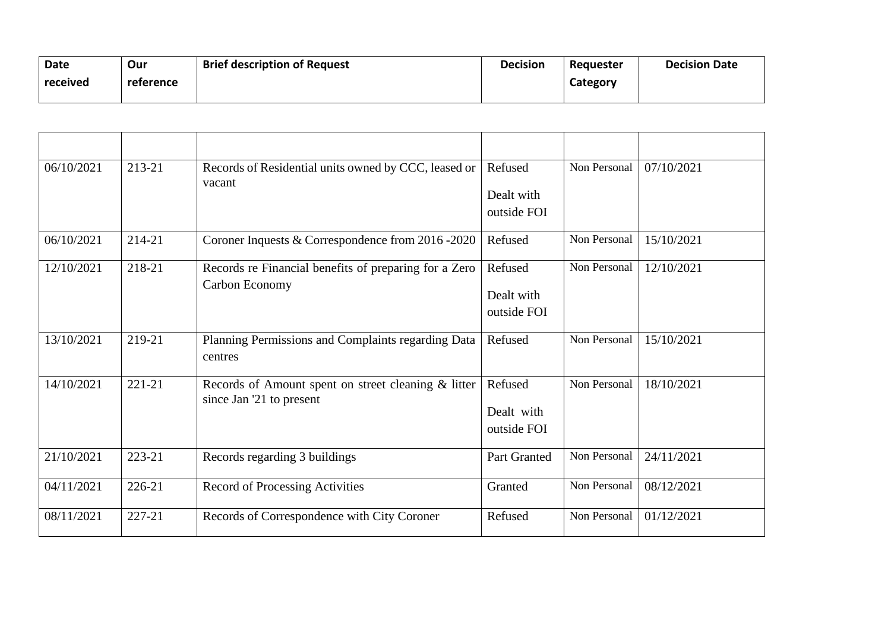| Date received | Our reference | Brief description of Request | Decision | Requester Category | Decision Date |
|---|---|---|---|---|---|
| | | | | | |
| 06/10/2021 | 213-21 | Records of Residential units owned by CCC, leased or vacant | Refused<br>Dealt with outside FOI | Non Personal | 07/10/2021 |
| 06/10/2021 | 214-21 | Coroner Inquests & Correspondence from 2016 -2020 | Refused | Non Personal | 15/10/2021 |
| 12/10/2021 | 218-21 | Records re Financial benefits of preparing for a Zero Carbon Economy | Refused<br>Dealt with outside FOI | Non Personal | 12/10/2021 |
| 13/10/2021 | 219-21 | Planning Permissions and Complaints regarding Data centres | Refused | Non Personal | 15/10/2021 |
| 14/10/2021 | 221-21 | Records of Amount spent on street cleaning & litter since Jan '21 to present | Refused<br>Dealt with outside FOI | Non Personal | 18/10/2021 |
| 21/10/2021 | 223-21 | Records regarding 3 buildings | Part Granted | Non Personal | 24/11/2021 |
| 04/11/2021 | 226-21 | Record of Processing Activities | Granted | Non Personal | 08/12/2021 |
| 08/11/2021 | 227-21 | Records of Correspondence with City Coroner | Refused | Non Personal | 01/12/2021 |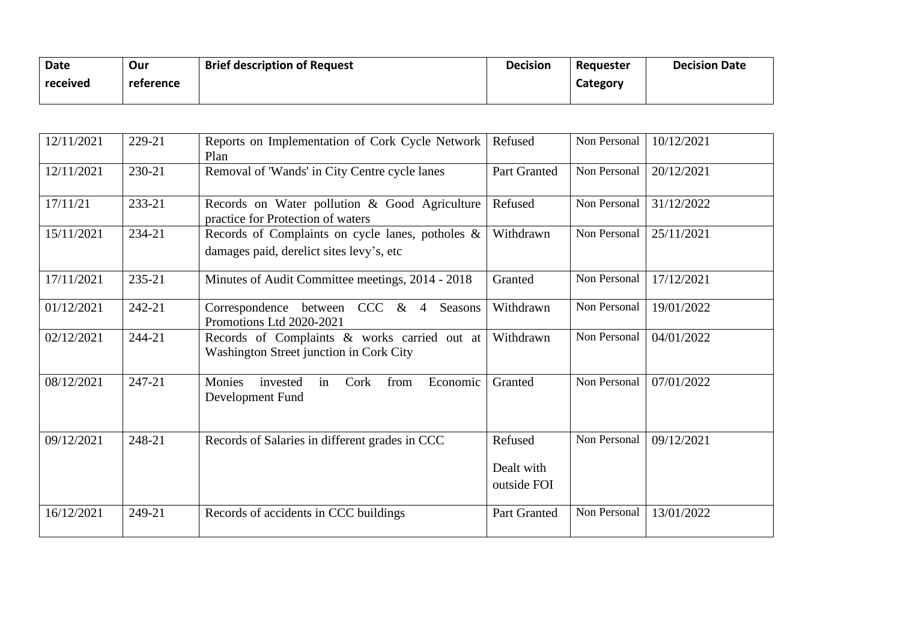| Date received | Our reference | Brief description of Request | Decision | Requester Category | Decision Date |
|---|---|---|---|---|---|
| 12/11/2021 | 229-21 | Reports on Implementation of Cork Cycle Network Plan | Refused | Non Personal | 10/12/2021 |
| 12/11/2021 | 230-21 | Removal of 'Wands' in City Centre cycle lanes | Part Granted | Non Personal | 20/12/2021 |
| 17/11/21 | 233-21 | Records on Water pollution & Good Agriculture practice for Protection of waters | Refused | Non Personal | 31/12/2022 |
| 15/11/2021 | 234-21 | Records of Complaints on cycle lanes, potholes & damages paid, derelict sites levy's, etc | Withdrawn | Non Personal | 25/11/2021 |
| 17/11/2021 | 235-21 | Minutes of Audit Committee meetings, 2014 - 2018 | Granted | Non Personal | 17/12/2021 |
| 01/12/2021 | 242-21 | Correspondence between CCC & 4 Seasons Promotions Ltd 2020-2021 | Withdrawn | Non Personal | 19/01/2022 |
| 02/12/2021 | 244-21 | Records of Complaints & works carried out at Washington Street junction in Cork City | Withdrawn | Non Personal | 04/01/2022 |
| 08/12/2021 | 247-21 | Monies invested in Cork from Economic Development Fund | Granted | Non Personal | 07/01/2022 |
| 09/12/2021 | 248-21 | Records of Salaries in different grades in CCC | Refused<br>Dealt with outside FOI | Non Personal | 09/12/2021 |
| 16/12/2021 | 249-21 | Records of accidents in CCC buildings | Part Granted | Non Personal | 13/01/2022 |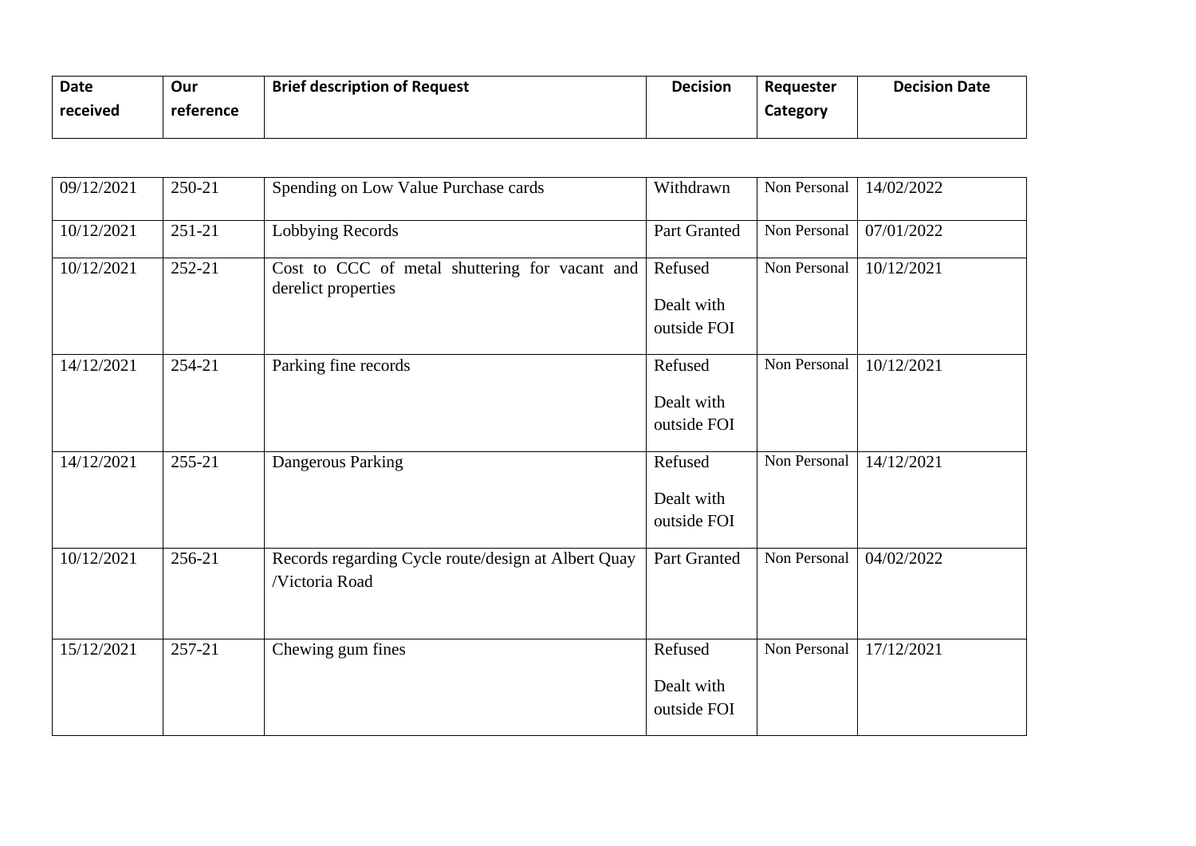| Date received | Our reference | Brief description of Request | Decision | Requester Category | Decision Date |
|---|---|---|---|---|---|
| 09/12/2021 | 250-21 | Spending on Low Value Purchase cards | Withdrawn | Non Personal | 14/02/2022 |
| 10/12/2021 | 251-21 | Lobbying Records | Part Granted | Non Personal | 07/01/2022 |
| 10/12/2021 | 252-21 | Cost to CCC of metal shuttering for vacant and derelict properties | Refused Dealt with outside FOI | Non Personal | 10/12/2021 |
| 14/12/2021 | 254-21 | Parking fine records | Refused Dealt with outside FOI | Non Personal | 10/12/2021 |
| 14/12/2021 | 255-21 | Dangerous Parking | Refused Dealt with outside FOI | Non Personal | 14/12/2021 |
| 10/12/2021 | 256-21 | Records regarding Cycle route/design at Albert Quay /Victoria Road | Part Granted | Non Personal | 04/02/2022 |
| 15/12/2021 | 257-21 | Chewing gum fines | Refused Dealt with outside FOI | Non Personal | 17/12/2021 |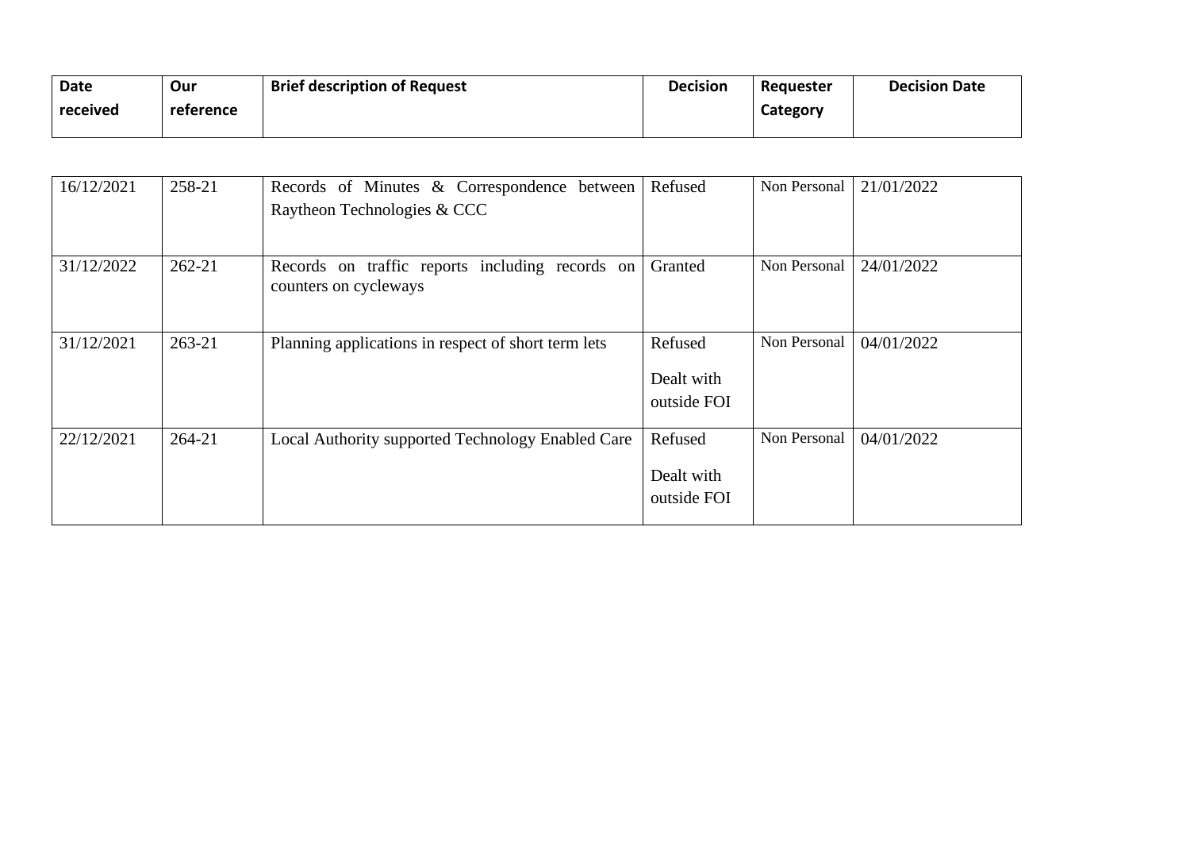| Date received | Our reference | Brief description of Request | Decision | Requester Category | Decision Date |
|---|---|---|---|---|---|
| 16/12/2021 | 258-21 | Records of Minutes & Correspondence between Raytheon Technologies & CCC | Refused | Non Personal | 21/01/2022 |
| 31/12/2022 | 262-21 | Records on traffic reports including records on counters on cycleways | Granted | Non Personal | 24/01/2022 |
| 31/12/2021 | 263-21 | Planning applications in respect of short term lets | Refused Dealt with outside FOI | Non Personal | 04/01/2022 |
| 22/12/2021 | 264-21 | Local Authority supported Technology Enabled Care | Refused Dealt with outside FOI | Non Personal | 04/01/2022 |